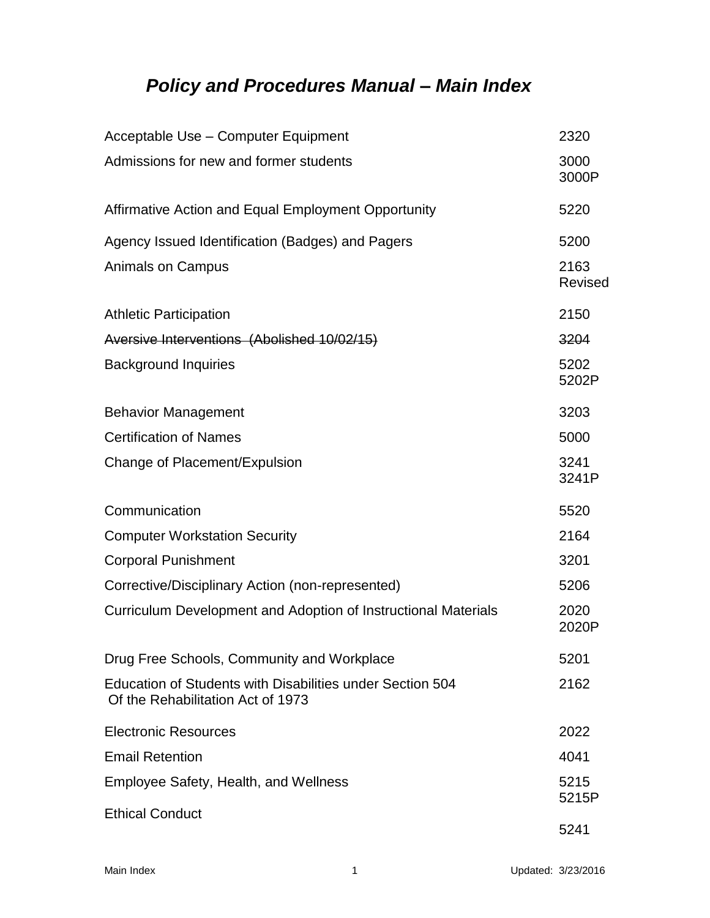# *Policy and Procedures Manual – Main Index*

| | |
|---|---|
| Acceptable Use – Computer Equipment | 2320 |
| Admissions for new and former students | 3000<br>3000P |
| Affirmative Action and Equal Employment Opportunity | 5220 |
| Agency Issued Identification (Badges) and Pagers | 5200 |
| Animals on Campus | 2163<br>Revised |
| Athletic Participation | 2150 |
| ~~Aversive Interventions (Abolished 10/02/15)~~ | ~~3204~~ |
| Background Inquiries | 5202<br>5202P |
| Behavior Management | 3203 |
| Certification of Names | 5000 |
| Change of Placement/Expulsion | 3241<br>3241P |
| Communication | 5520 |
| Computer Workstation Security | 2164 |
| Corporal Punishment | 3201 |
| Corrective/Disciplinary Action (non-represented) | 5206 |
| Curriculum Development and Adoption of Instructional Materials | 2020<br>2020P |
| Drug Free Schools, Community and Workplace | 5201 |
| Education of Students with Disabilities under Section 504 Of the Rehabilitation Act of 1973 | 2162 |
| Electronic Resources | 2022 |
| Email Retention | 4041 |
| Employee Safety, Health, and Wellness | 5215<br>5215P |
| Ethical Conduct | 5241 |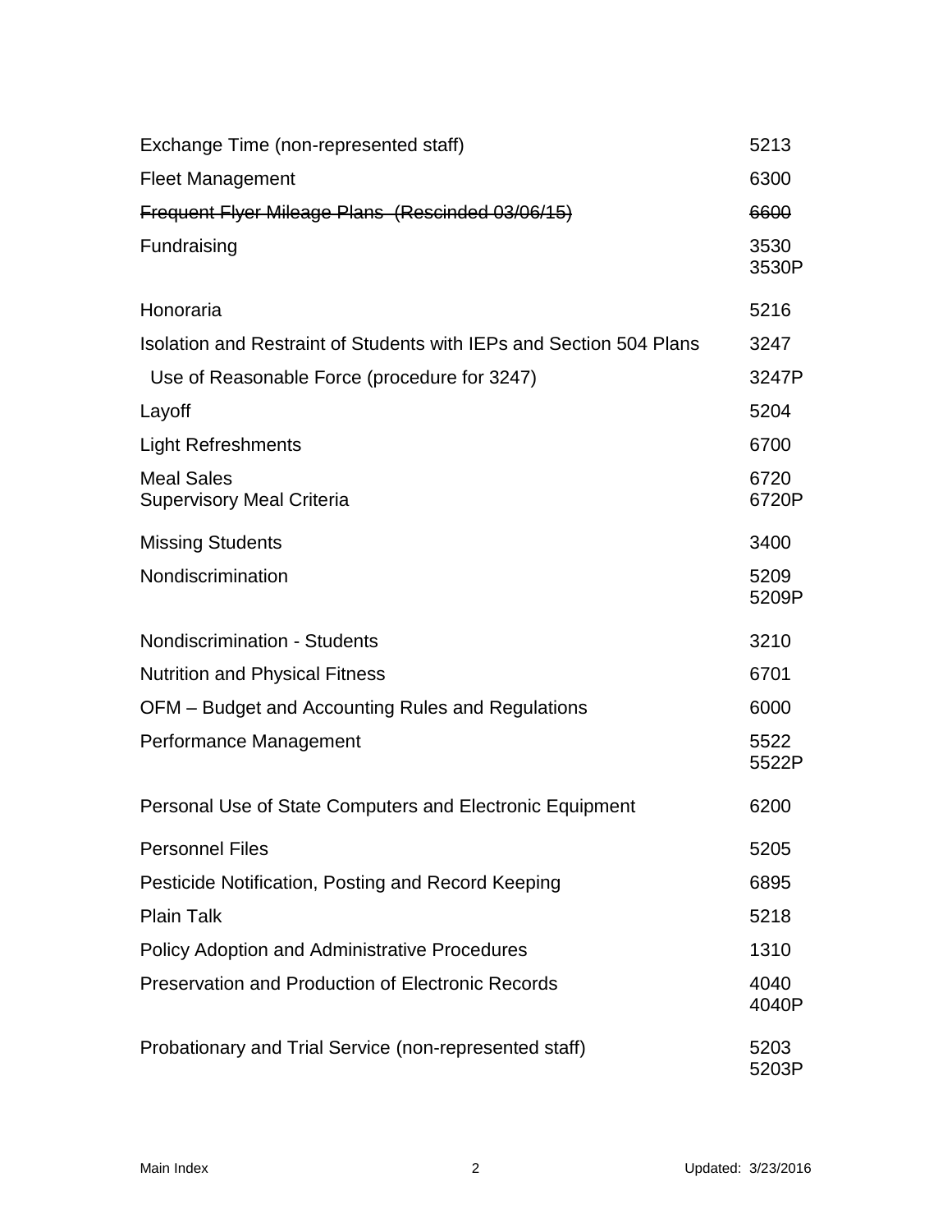| | |
|---|---|
| Exchange Time (non-represented staff) | 5213 |
| Fleet Management | 6300 |
| ~~Frequent Flyer Mileage Plans (Rescinded 03/06/15)~~ | ~~6600~~ |
| Fundraising | 3530<br>3530P |
| Honoraria | 5216 |
| Isolation and Restraint of Students with IEPs and Section 504 Plans | 3247 |
| Use of Reasonable Force (procedure for 3247) | 3247P |
| Layoff | 5204 |
| Light Refreshments | 6700 |
| Meal Sales<br>Supervisory Meal Criteria | 6720<br>6720P |
| Missing Students | 3400 |
| Nondiscrimination | 5209<br>5209P |
| Nondiscrimination - Students | 3210 |
| Nutrition and Physical Fitness | 6701 |
| OFM – Budget and Accounting Rules and Regulations | 6000 |
| Performance Management | 5522<br>5522P |
| Personal Use of State Computers and Electronic Equipment | 6200 |
| Personnel Files | 5205 |
| Pesticide Notification, Posting and Record Keeping | 6895 |
| Plain Talk | 5218 |
| Policy Adoption and Administrative Procedures | 1310 |
| Preservation and Production of Electronic Records | 4040<br>4040P |
| Probationary and Trial Service (non-represented staff) | 5203<br>5203P |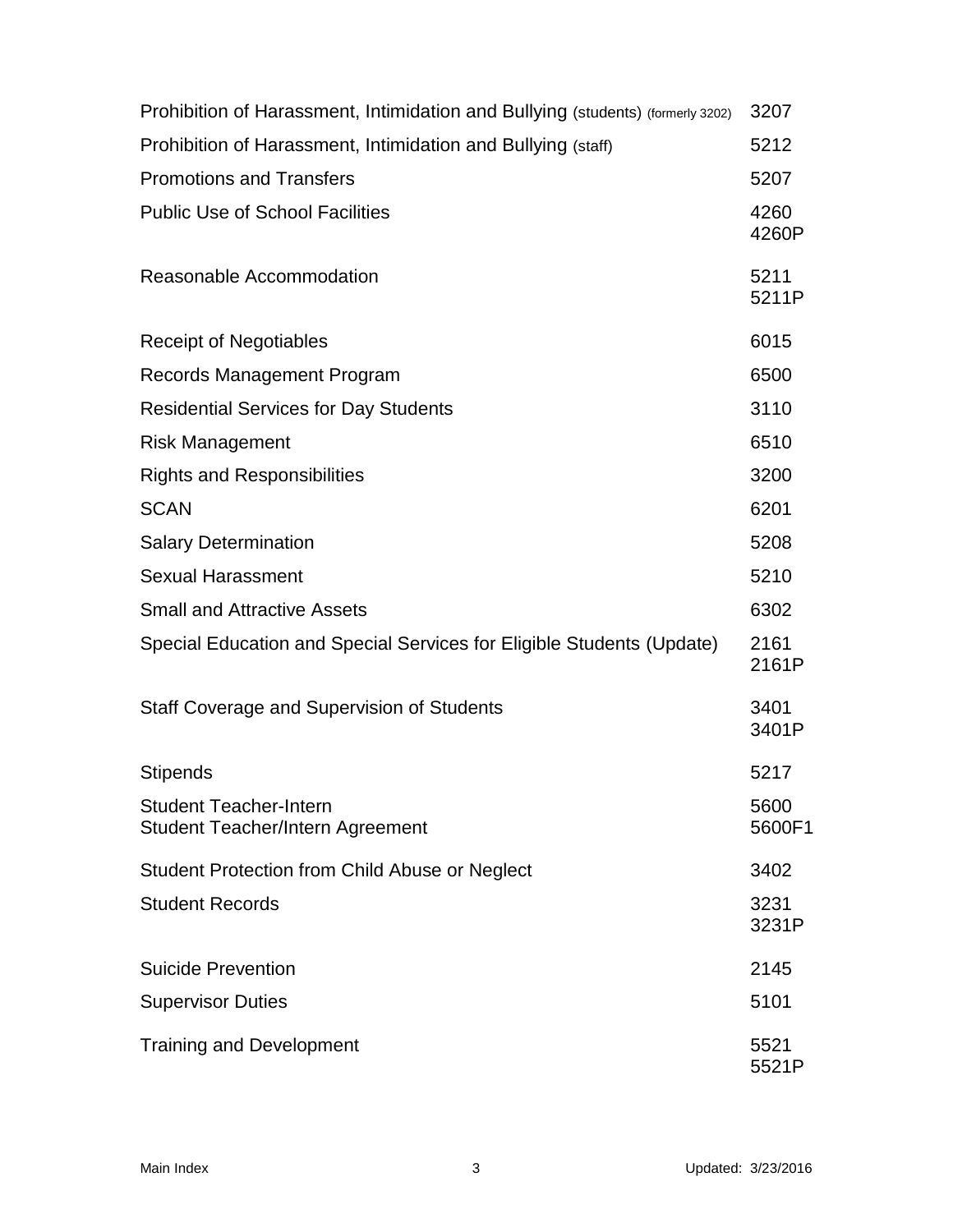| | |
|---|---|
| Prohibition of Harassment, Intimidation and Bullying (students) (formerly 3202) | 3207 |
| Prohibition of Harassment, Intimidation and Bullying (staff) | 5212 |
| Promotions and Transfers | 5207 |
| Public Use of School Facilities | 4260<br>4260P |
| Reasonable Accommodation | 5211<br>5211P |
| Receipt of Negotiables | 6015 |
| Records Management Program | 6500 |
| Residential Services for Day Students | 3110 |
| Risk Management | 6510 |
| Rights and Responsibilities | 3200 |
| SCAN | 6201 |
| Salary Determination | 5208 |
| Sexual Harassment | 5210 |
| Small and Attractive Assets | 6302 |
| Special Education and Special Services for Eligible Students (Update) | 2161<br>2161P |
| Staff Coverage and Supervision of Students | 3401<br>3401P |
| Stipends | 5217 |
| Student Teacher-Intern<br>Student Teacher/Intern Agreement | 5600<br>5600F1 |
| Student Protection from Child Abuse or Neglect | 3402 |
| Student Records | 3231<br>3231P |
| Suicide Prevention | 2145 |
| Supervisor Duties | 5101 |
| Training and Development | 5521<br>5521P |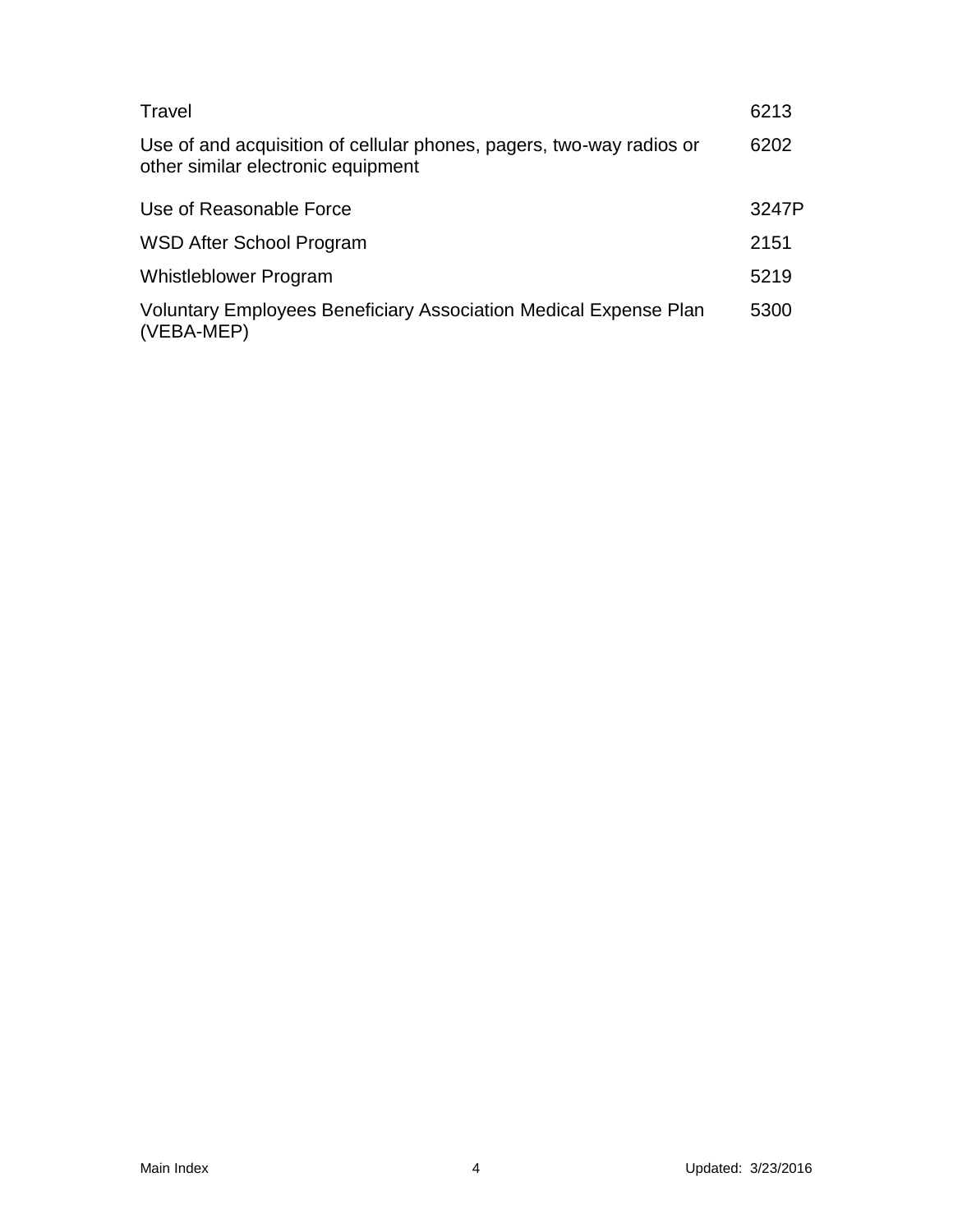| | |
|---|---|
| Travel | 6213 |
| Use of and acquisition of cellular phones, pagers, two-way radios or other similar electronic equipment | 6202 |
| Use of Reasonable Force | 3247P |
| WSD After School Program | 2151 |
| Whistleblower Program | 5219 |
| Voluntary Employees Beneficiary Association Medical Expense Plan (VEBA-MEP) | 5300 |